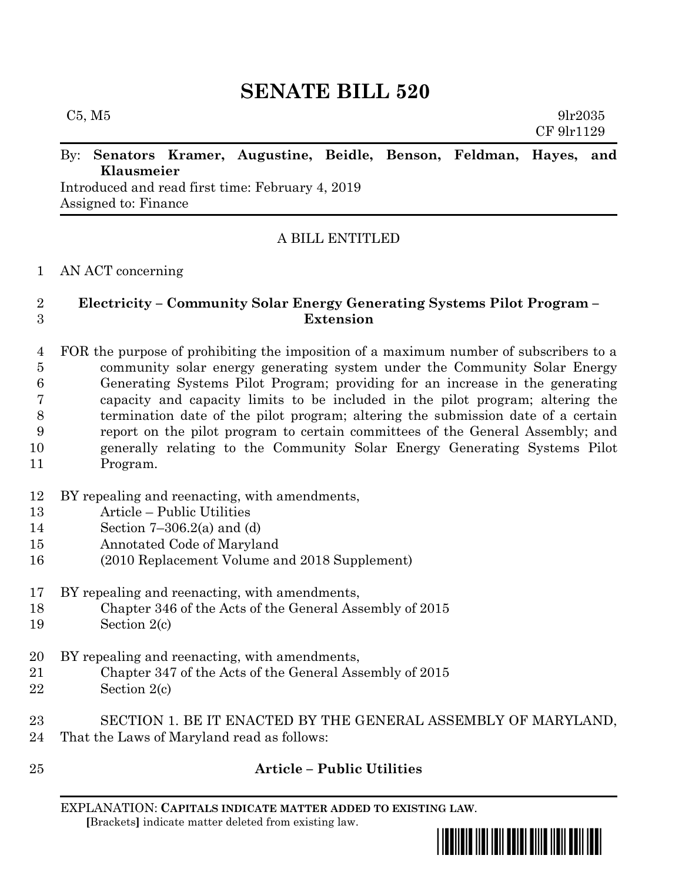# SENATE BILL 520

C5, M5 9lr2035
CF 9lr1129

By: **Senators Kramer, Augustine, Beidle, Benson, Feldman, Hayes, and Klausmeier**
Introduced and read first time: February 4, 2019
Assigned to: Finance

A BILL ENTITLED

1 AN ACT concerning

2 **Electricity – Community Solar Energy Generating Systems Pilot Program –**
3 **Extension**

4 FOR the purpose of prohibiting the imposition of a maximum number of subscribers to a
5 community solar energy generating system under the Community Solar Energy
6 Generating Systems Pilot Program; providing for an increase in the generating
7 capacity and capacity limits to be included in the pilot program; altering the
8 termination date of the pilot program; altering the submission date of a certain
9 report on the pilot program to certain committees of the General Assembly; and
10 generally relating to the Community Solar Energy Generating Systems Pilot
11 Program.

12 BY repealing and reenacting, with amendments,
13 Article – Public Utilities
14 Section 7–306.2(a) and (d)
15 Annotated Code of Maryland
16 (2010 Replacement Volume and 2018 Supplement)

17 BY repealing and reenacting, with amendments,
18 Chapter 346 of the Acts of the General Assembly of 2015
19 Section 2(c)

20 BY repealing and reenacting, with amendments,
21 Chapter 347 of the Acts of the General Assembly of 2015
22 Section 2(c)

23 SECTION 1. BE IT ENACTED BY THE GENERAL ASSEMBLY OF MARYLAND,
24 That the Laws of Maryland read as follows:

25 **Article – Public Utilities**

EXPLANATION: **CAPITALS INDICATE MATTER ADDED TO EXISTING LAW**.
**[**Brackets**]** indicate matter deleted from existing law.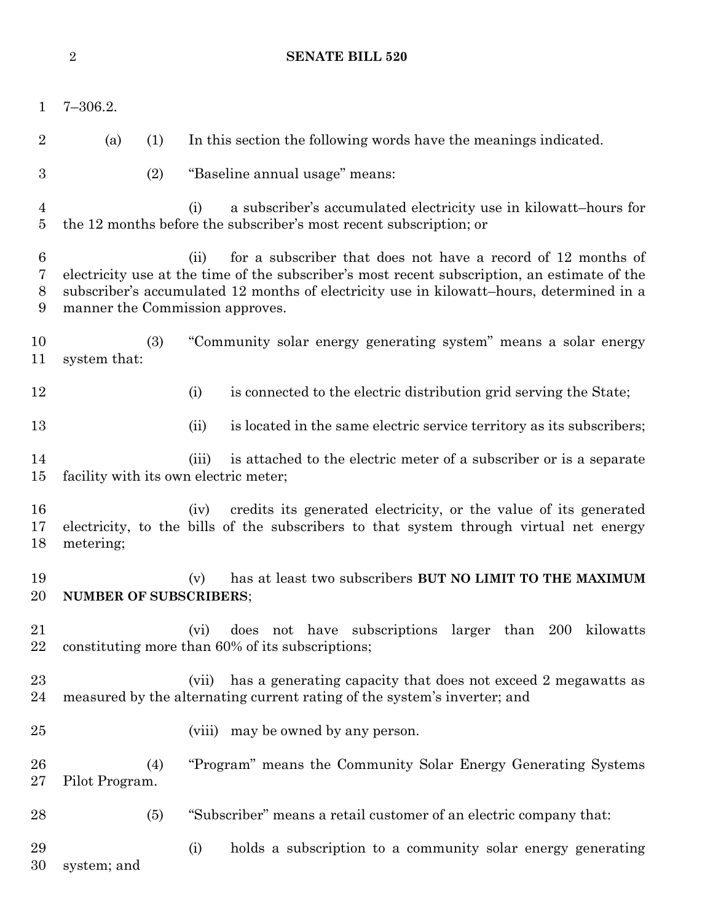7–306.2.

(a) (1) In this section the following words have the meanings indicated.

(2) "Baseline annual usage" means:

(i) a subscriber's accumulated electricity use in kilowatt–hours for the 12 months before the subscriber's most recent subscription; or

(ii) for a subscriber that does not have a record of 12 months of electricity use at the time of the subscriber's most recent subscription, an estimate of the subscriber's accumulated 12 months of electricity use in kilowatt–hours, determined in a manner the Commission approves.

(3) "Community solar energy generating system" means a solar energy system that:

(i) is connected to the electric distribution grid serving the State;

(ii) is located in the same electric service territory as its subscribers;

(iii) is attached to the electric meter of a subscriber or is a separate facility with its own electric meter;

(iv) credits its generated electricity, or the value of its generated electricity, to the bills of the subscribers to that system through virtual net energy metering;

(v) has at least two subscribers **BUT NO LIMIT TO THE MAXIMUM NUMBER OF SUBSCRIBERS**;

(vi) does not have subscriptions larger than 200 kilowatts constituting more than 60% of its subscriptions;

(vii) has a generating capacity that does not exceed 2 megawatts as measured by the alternating current rating of the system's inverter; and

(viii) may be owned by any person.

(4) "Program" means the Community Solar Energy Generating Systems Pilot Program.

(5) "Subscriber" means a retail customer of an electric company that:

(i) holds a subscription to a community solar energy generating system; and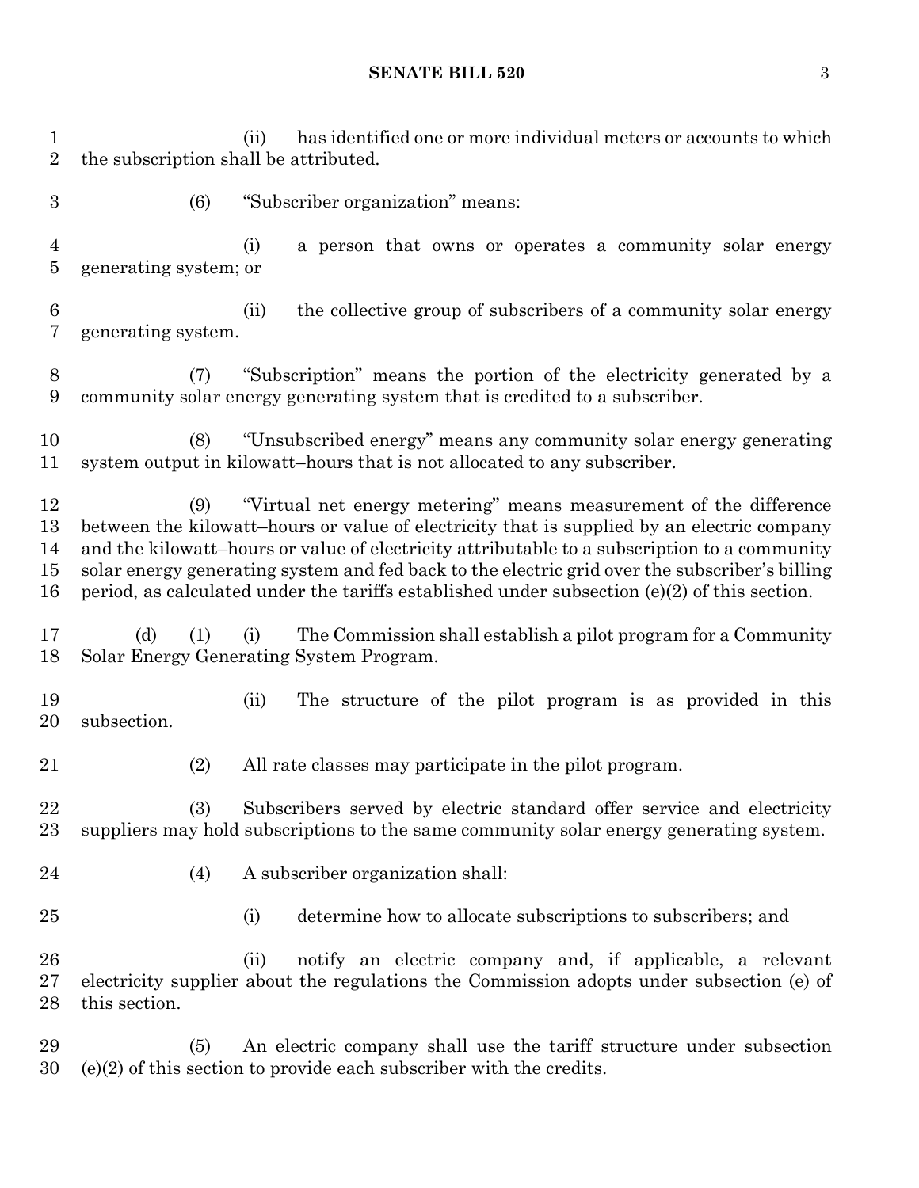(ii) has identified one or more individual meters or accounts to which the subscription shall be attributed.

(6) "Subscriber organization" means:

(i) a person that owns or operates a community solar energy generating system; or

(ii) the collective group of subscribers of a community solar energy generating system.

(7) "Subscription" means the portion of the electricity generated by a community solar energy generating system that is credited to a subscriber.

(8) "Unsubscribed energy" means any community solar energy generating system output in kilowatt–hours that is not allocated to any subscriber.

(9) "Virtual net energy metering" means measurement of the difference between the kilowatt–hours or value of electricity that is supplied by an electric company and the kilowatt–hours or value of electricity attributable to a subscription to a community solar energy generating system and fed back to the electric grid over the subscriber's billing period, as calculated under the tariffs established under subsection (e)(2) of this section.

(d) (1) (i) The Commission shall establish a pilot program for a Community Solar Energy Generating System Program.

(ii) The structure of the pilot program is as provided in this subsection.

(2) All rate classes may participate in the pilot program.

(3) Subscribers served by electric standard offer service and electricity suppliers may hold subscriptions to the same community solar energy generating system.

(4) A subscriber organization shall:

(i) determine how to allocate subscriptions to subscribers; and

(ii) notify an electric company and, if applicable, a relevant electricity supplier about the regulations the Commission adopts under subsection (e) of this section.

(5) An electric company shall use the tariff structure under subsection (e)(2) of this section to provide each subscriber with the credits.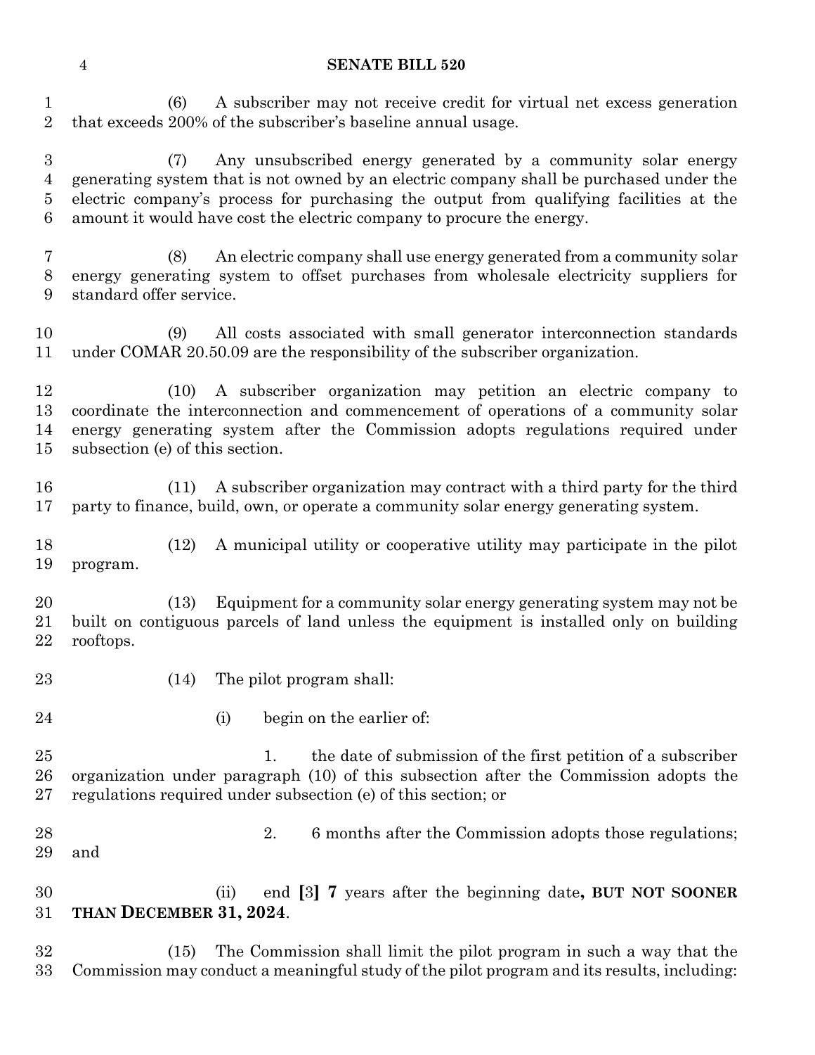(6) A subscriber may not receive credit for virtual net excess generation that exceeds 200% of the subscriber's baseline annual usage.

(7) Any unsubscribed energy generated by a community solar energy generating system that is not owned by an electric company shall be purchased under the electric company's process for purchasing the output from qualifying facilities at the amount it would have cost the electric company to procure the energy.

(8) An electric company shall use energy generated from a community solar energy generating system to offset purchases from wholesale electricity suppliers for standard offer service.

(9) All costs associated with small generator interconnection standards under COMAR 20.50.09 are the responsibility of the subscriber organization.

(10) A subscriber organization may petition an electric company to coordinate the interconnection and commencement of operations of a community solar energy generating system after the Commission adopts regulations required under subsection (e) of this section.

(11) A subscriber organization may contract with a third party for the third party to finance, build, own, or operate a community solar energy generating system.

(12) A municipal utility or cooperative utility may participate in the pilot program.

(13) Equipment for a community solar energy generating system may not be built on contiguous parcels of land unless the equipment is installed only on building rooftops.

(14) The pilot program shall:

(i) begin on the earlier of:

1. the date of submission of the first petition of a subscriber organization under paragraph (10) of this subsection after the Commission adopts the regulations required under subsection (e) of this section; or

2. 6 months after the Commission adopts those regulations; and

(ii) end **[**3**]** **7** years after the beginning date**, BUT NOT SOONER THAN DECEMBER 31, 2024**.

(15) The Commission shall limit the pilot program in such a way that the Commission may conduct a meaningful study of the pilot program and its results, including: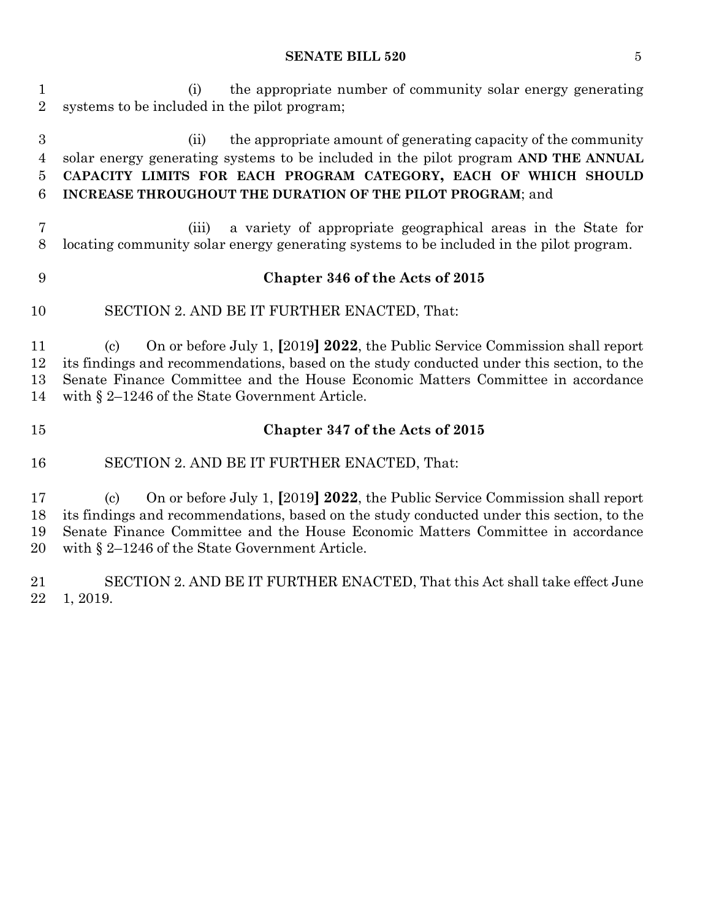(i) the appropriate number of community solar energy generating systems to be included in the pilot program;

(ii) the appropriate amount of generating capacity of the community solar energy generating systems to be included in the pilot program **AND THE ANNUAL CAPACITY LIMITS FOR EACH PROGRAM CATEGORY, EACH OF WHICH SHOULD INCREASE THROUGHOUT THE DURATION OF THE PILOT PROGRAM**; and

(iii) a variety of appropriate geographical areas in the State for locating community solar energy generating systems to be included in the pilot program.

**Chapter 346 of the Acts of 2015**

SECTION 2. AND BE IT FURTHER ENACTED, That:

(c) On or before July 1, **[**2019**]** **2022**, the Public Service Commission shall report its findings and recommendations, based on the study conducted under this section, to the Senate Finance Committee and the House Economic Matters Committee in accordance with § 2–1246 of the State Government Article.

**Chapter 347 of the Acts of 2015**

SECTION 2. AND BE IT FURTHER ENACTED, That:

(c) On or before July 1, **[**2019**]** **2022**, the Public Service Commission shall report its findings and recommendations, based on the study conducted under this section, to the Senate Finance Committee and the House Economic Matters Committee in accordance with § 2–1246 of the State Government Article.

SECTION 2. AND BE IT FURTHER ENACTED, That this Act shall take effect June 1, 2019.